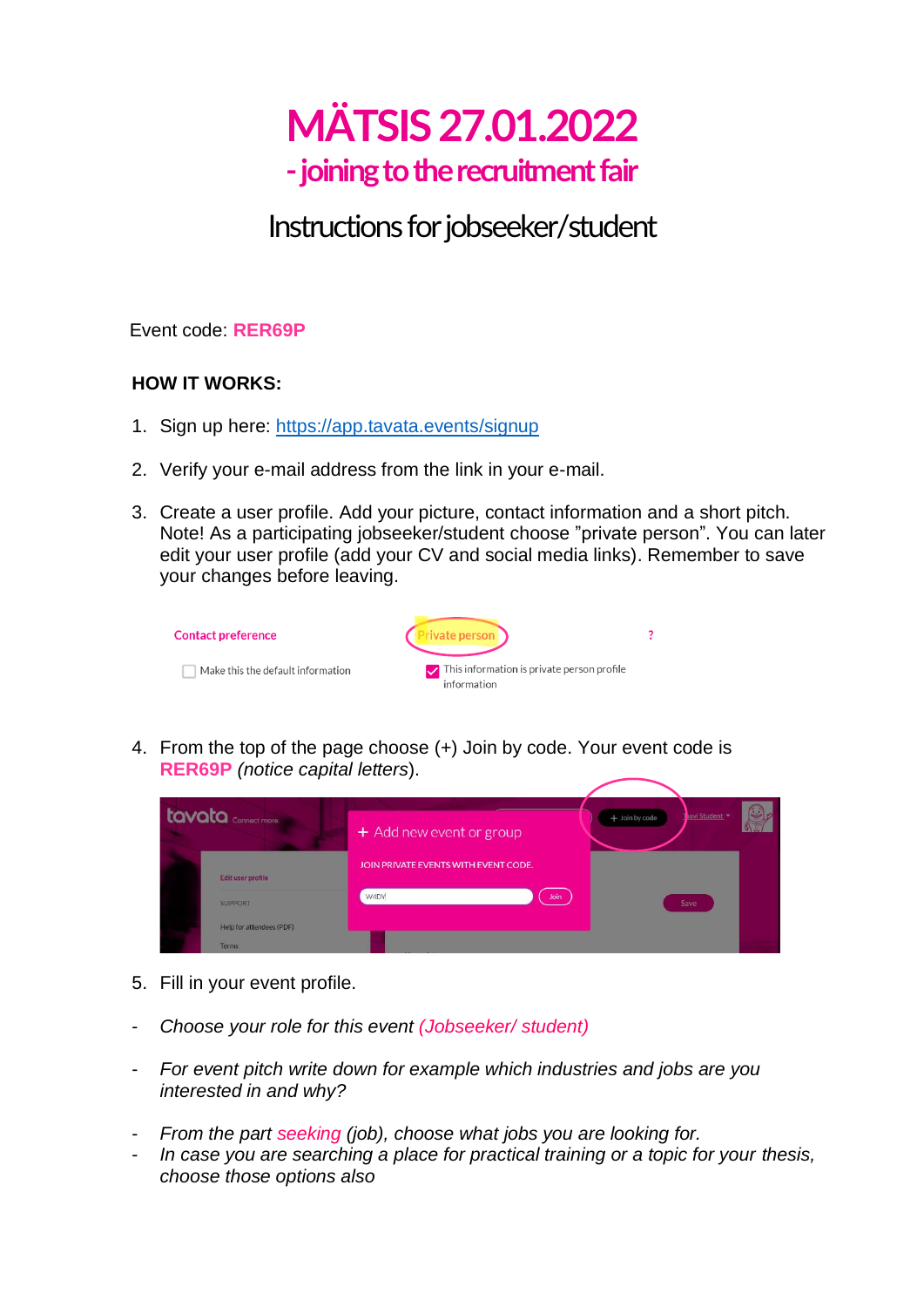# MÄTSIS 27.01.2022

## - joining to the recruitment fair

## Instructions for jobseeker/student

Event code: **RER69P**

**HOW IT WORKS:**

1. Sign up here: [https://app.tavata.events/signup](https://app.tavata.events/signup)

2. Verify your e-mail address from the link in your e-mail.

3. Create a user profile. Add your picture, contact information and a short pitch. Note! As a participating jobseeker/student choose ”private person”. You can later edit your user profile (add your CV and social media links). Remember to save your changes before leaving.

4. From the top of the page choose (+) Join by code. Your event code is **RER69P** *(notice capital letters*).

5. Fill in your event profile.

- *Choose your role for this event (Jobseeker/ student)*

- *For event pitch write down for example which industries and jobs are you interested in and why?*

- *From the part seeking (job), choose what jobs you are looking for.*
- *In case you are searching a place for practical training or a topic for your thesis, choose those options also*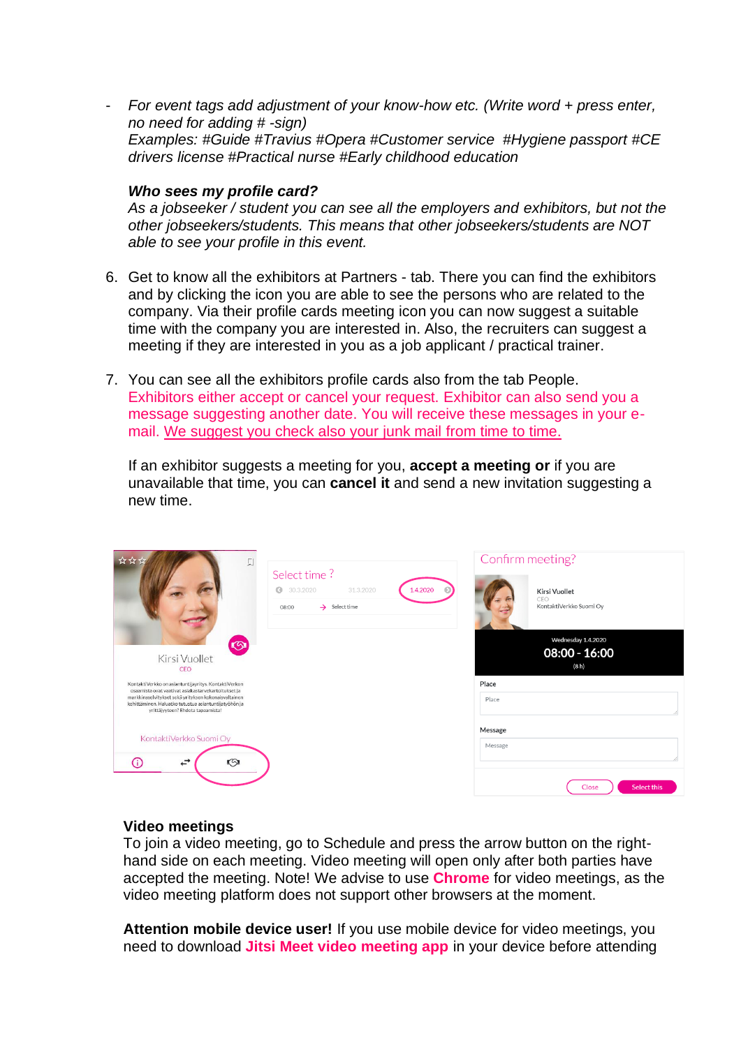- *For event tags add adjustment of your know-how etc. (Write word + press enter, no need for adding # -sign)*
  *Examples: #Guide #Travius #Opera #Customer service #Hygiene passport #CE drivers license #Practical nurse #Early childhood education*

  ***Who sees my profile card?***
  *As a jobseeker / student you can see all the employers and exhibitors, but not the other jobseekers/students. This means that other jobseekers/students are NOT able to see your profile in this event.*

6. Get to know all the exhibitors at Partners - tab. There you can find the exhibitors and by clicking the icon you are able to see the persons who are related to the company. Via their profile cards meeting icon you can now suggest a suitable time with the company you are interested in. Also, the recruiters can suggest a meeting if they are interested in you as a job applicant / practical trainer.

7. You can see all the exhibitors profile cards also from the tab People.
   Exhibitors either accept or cancel your request. Exhibitor can also send you a message suggesting another date. You will receive these messages in your e-mail. We suggest you check also your junk mail from time to time.

   If an exhibitor suggests a meeting for you, **accept a meeting or** if you are unavailable that time, you can **cancel it** and send a new invitation suggesting a new time.

**Video meetings**
To join a video meeting, go to Schedule and press the arrow button on the right-hand side on each meeting. Video meeting will open only after both parties have accepted the meeting. Note! We advise to use **Chrome** for video meetings, as the video meeting platform does not support other browsers at the moment.

**Attention mobile device user!** If you use mobile device for video meetings, you need to download **Jitsi Meet video meeting app** in your device before attending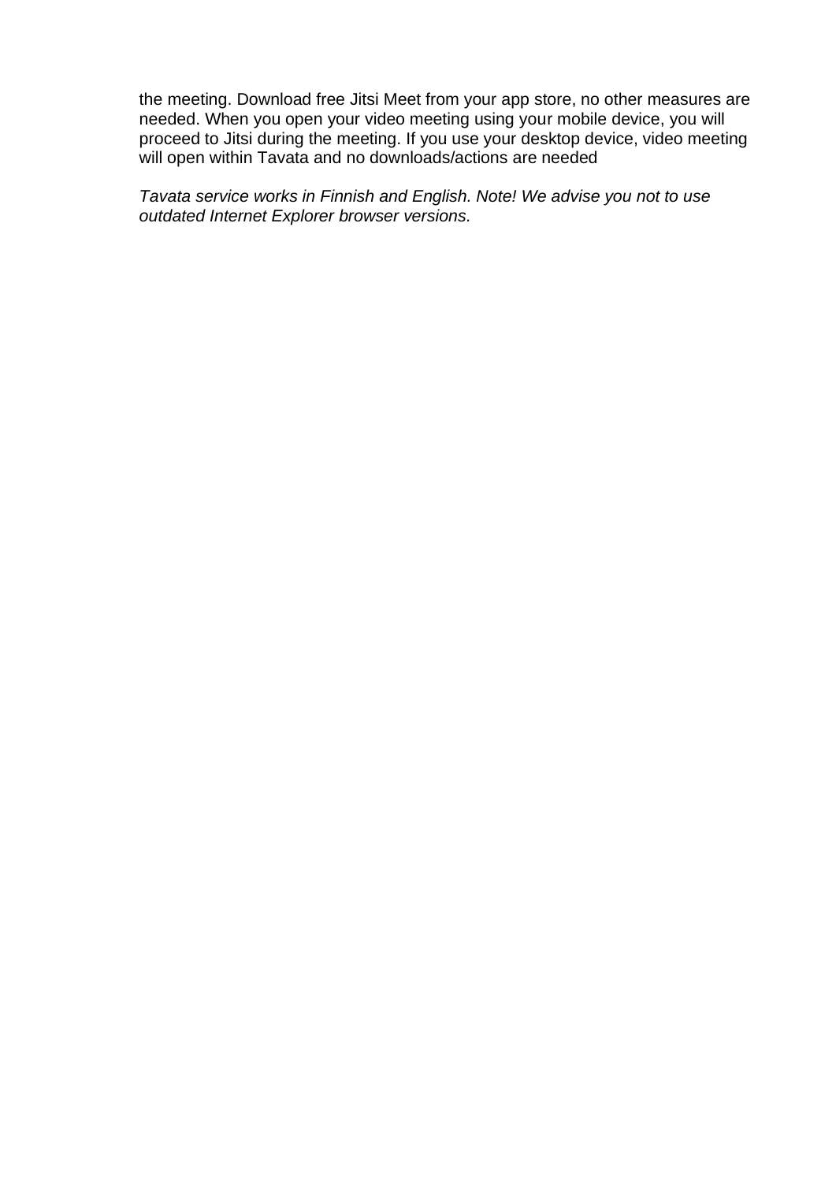the meeting. Download free Jitsi Meet from your app store, no other measures are needed. When you open your video meeting using your mobile device, you will proceed to Jitsi during the meeting. If you use your desktop device, video meeting will open within Tavata and no downloads/actions are needed

*Tavata service works in Finnish and English. Note! We advise you not to use outdated Internet Explorer browser versions.*